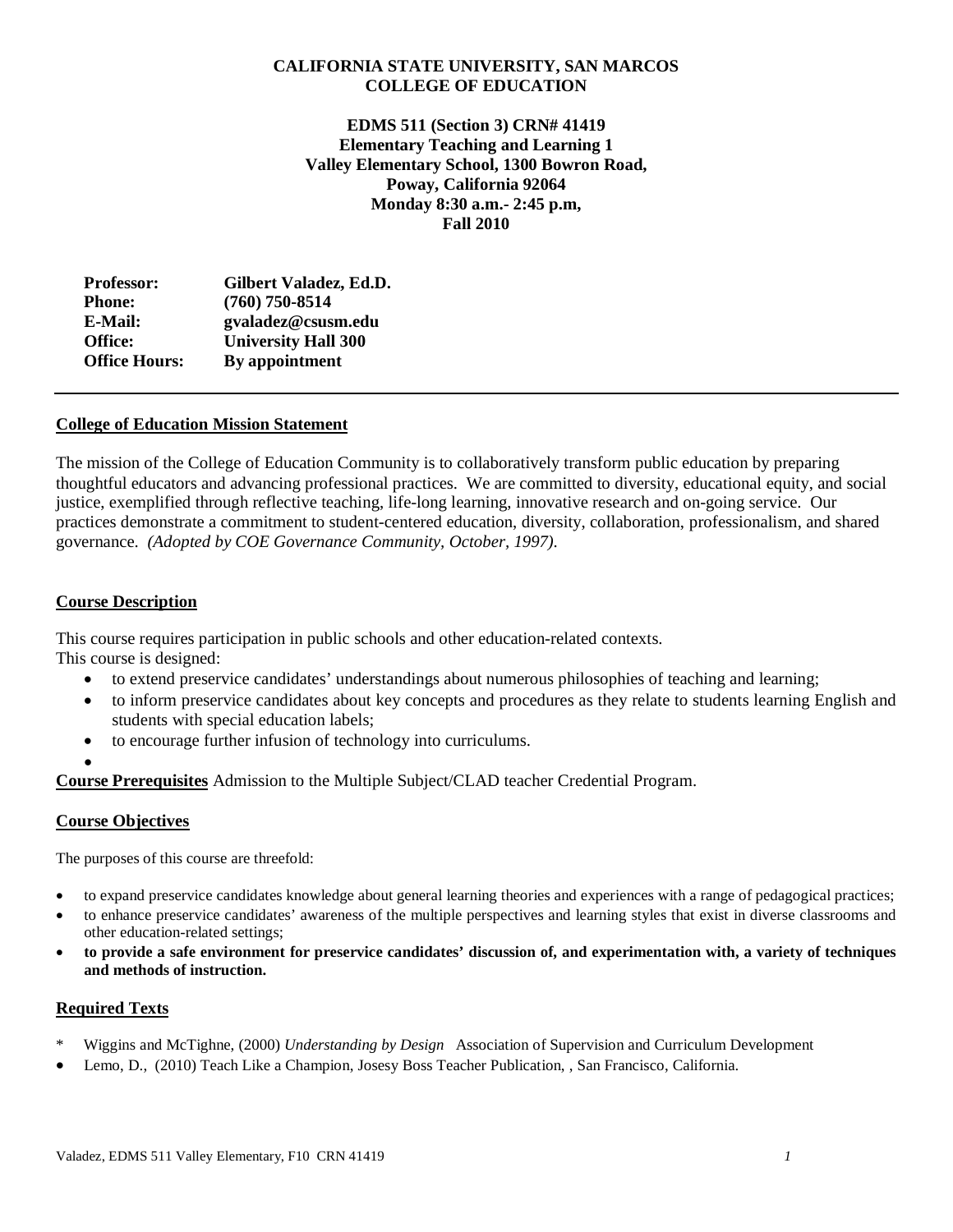**CALIFORNIA STATE UNIVERSITY, SAN MARCOS**
**COLLEGE OF EDUCATION**

**EDMS 511 (Section 3) CRN# 41419**
**Elementary Teaching and Learning 1**
**Valley Elementary School, 1300 Bowron Road,**
**Poway, California 92064**
**Monday 8:30 a.m.- 2:45 p.m,**
**Fall 2010**

| | |
|---|---|
| **Professor:** | **Gilbert Valadez, Ed.D.** |
| **Phone:** | **(760) 750-8514** |
| **E-Mail:** | **gvaladez@csusm.edu** |
| **Office:** | **University Hall 300** |
| **Office Hours:** | **By appointment** |

---

## College of Education Mission Statement

The mission of the College of Education Community is to collaboratively transform public education by preparing thoughtful educators and advancing professional practices. We are committed to diversity, educational equity, and social justice, exemplified through reflective teaching, life-long learning, innovative research and on-going service. Our practices demonstrate a commitment to student-centered education, diversity, collaboration, professionalism, and shared governance. *(Adopted by COE Governance Community, October, 1997).*

## Course Description

This course requires participation in public schools and other education-related contexts.
This course is designed:

- to extend preservice candidates' understandings about numerous philosophies of teaching and learning;
- to inform preservice candidates about key concepts and procedures as they relate to students learning English and students with special education labels;
- to encourage further infusion of technology into curriculums.
- 

**Course Prerequisites** Admission to the Multiple Subject/CLAD teacher Credential Program.

## Course Objectives

The purposes of this course are threefold:

- to expand preservice candidates knowledge about general learning theories and experiences with a range of pedagogical practices;
- to enhance preservice candidates' awareness of the multiple perspectives and learning styles that exist in diverse classrooms and other education-related settings;
- **to provide a safe environment for preservice candidates' discussion of, and experimentation with, a variety of techniques and methods of instruction.**

## Required Texts

- \* Wiggins and McTighne, (2000) *Understanding by Design* Association of Supervision and Curriculum Development
- Lemo, D., (2010) Teach Like a Champion, Josesy Boss Teacher Publication, , San Francisco, California.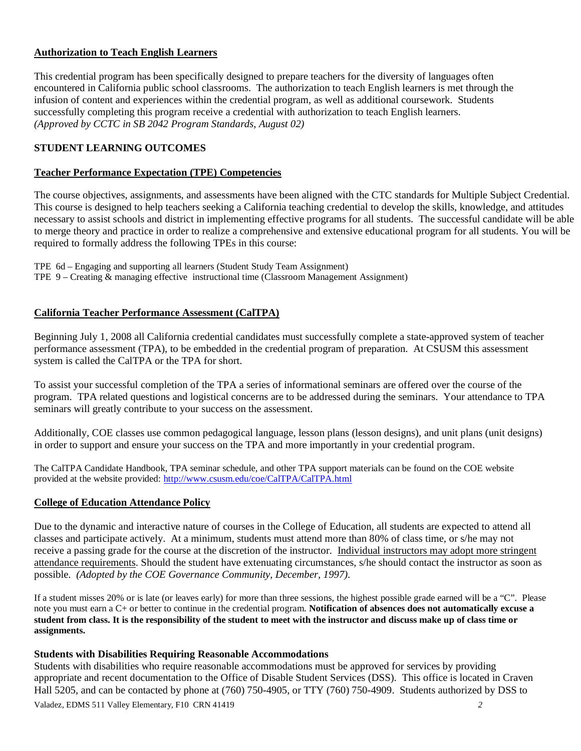**Authorization to Teach English Learners**

This credential program has been specifically designed to prepare teachers for the diversity of languages often encountered in California public school classrooms. The authorization to teach English learners is met through the infusion of content and experiences within the credential program, as well as additional coursework. Students successfully completing this program receive a credential with authorization to teach English learners.
*(Approved by CCTC in SB 2042 Program Standards, August 02)*

## STUDENT LEARNING OUTCOMES

**Teacher Performance Expectation (TPE) Competencies**

The course objectives, assignments, and assessments have been aligned with the CTC standards for Multiple Subject Credential. This course is designed to help teachers seeking a California teaching credential to develop the skills, knowledge, and attitudes necessary to assist schools and district in implementing effective programs for all students. The successful candidate will be able to merge theory and practice in order to realize a comprehensive and extensive educational program for all students. You will be required to formally address the following TPEs in this course:

TPE 6d – Engaging and supporting all learners (Student Study Team Assignment)
TPE 9 – Creating & managing effective instructional time (Classroom Management Assignment)

**California Teacher Performance Assessment (CalTPA)**

Beginning July 1, 2008 all California credential candidates must successfully complete a state-approved system of teacher performance assessment (TPA), to be embedded in the credential program of preparation. At CSUSM this assessment system is called the CalTPA or the TPA for short.

To assist your successful completion of the TPA a series of informational seminars are offered over the course of the program. TPA related questions and logistical concerns are to be addressed during the seminars. Your attendance to TPA seminars will greatly contribute to your success on the assessment.

Additionally, COE classes use common pedagogical language, lesson plans (lesson designs), and unit plans (unit designs) in order to support and ensure your success on the TPA and more importantly in your credential program.

The CalTPA Candidate Handbook, TPA seminar schedule, and other TPA support materials can be found on the COE website provided at the website provided: http://www.csusm.edu/coe/CalTPA/CalTPA.html

**College of Education Attendance Policy**

Due to the dynamic and interactive nature of courses in the College of Education, all students are expected to attend all classes and participate actively. At a minimum, students must attend more than 80% of class time, or s/he may not receive a passing grade for the course at the discretion of the instructor. Individual instructors may adopt more stringent attendance requirements. Should the student have extenuating circumstances, s/he should contact the instructor as soon as possible. *(Adopted by the COE Governance Community, December, 1997).*

If a student misses 20% or is late (or leaves early) for more than three sessions, the highest possible grade earned will be a "C". Please note you must earn a C+ or better to continue in the credential program. **Notification of absences does not automatically excuse a student from class. It is the responsibility of the student to meet with the instructor and discuss make up of class time or assignments.**

**Students with Disabilities Requiring Reasonable Accommodations**

Students with disabilities who require reasonable accommodations must be approved for services by providing appropriate and recent documentation to the Office of Disable Student Services (DSS). This office is located in Craven Hall 5205, and can be contacted by phone at (760) 750-4905, or TTY (760) 750-4909. Students authorized by DSS to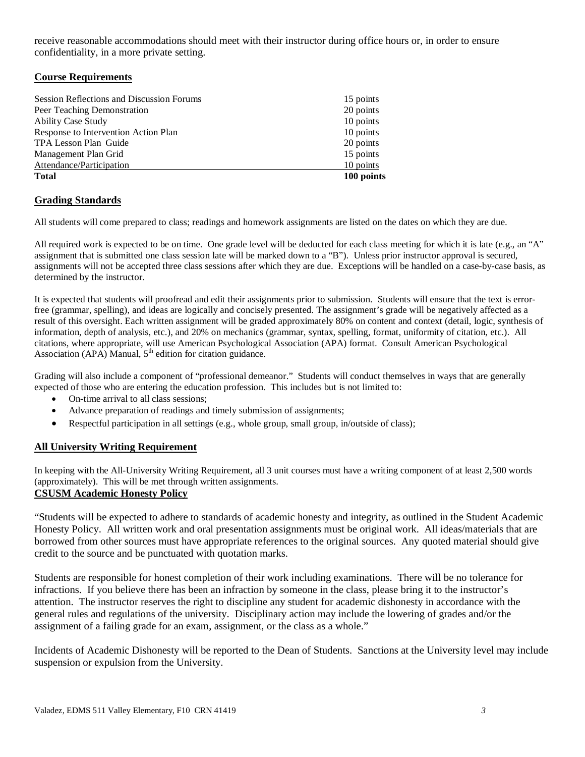receive reasonable accommodations should meet with their instructor during office hours or, in order to ensure confidentiality, in a more private setting.

## Course Requirements

| | |
|---|---|
| Session Reflections and Discussion Forums | 15 points |
| Peer Teaching Demonstration | 20 points |
| Ability Case Study | 10 points |
| Response to Intervention Action Plan | 10 points |
| TPA Lesson Plan Guide | 20 points |
| Management Plan Grid | 15 points |
| Attendance/Participation | 10 points |
| **Total** | **100 points** |

## Grading Standards

All students will come prepared to class; readings and homework assignments are listed on the dates on which they are due.

All required work is expected to be on time. One grade level will be deducted for each class meeting for which it is late (e.g., an "A" assignment that is submitted one class session late will be marked down to a "B"). Unless prior instructor approval is secured, assignments will not be accepted three class sessions after which they are due. Exceptions will be handled on a case-by-case basis, as determined by the instructor.

It is expected that students will proofread and edit their assignments prior to submission. Students will ensure that the text is error-free (grammar, spelling), and ideas are logically and concisely presented. The assignment's grade will be negatively affected as a result of this oversight. Each written assignment will be graded approximately 80% on content and context (detail, logic, synthesis of information, depth of analysis, etc.), and 20% on mechanics (grammar, syntax, spelling, format, uniformity of citation, etc.). All citations, where appropriate, will use American Psychological Association (APA) format. Consult American Psychological Association (APA) Manual, 5th edition for citation guidance.

Grading will also include a component of "professional demeanor." Students will conduct themselves in ways that are generally expected of those who are entering the education profession. This includes but is not limited to:

- On-time arrival to all class sessions;
- Advance preparation of readings and timely submission of assignments;
- Respectful participation in all settings (e.g., whole group, small group, in/outside of class);

## All University Writing Requirement

In keeping with the All-University Writing Requirement, all 3 unit courses must have a writing component of at least 2,500 words (approximately). This will be met through written assignments.

## CSUSM Academic Honesty Policy

"Students will be expected to adhere to standards of academic honesty and integrity, as outlined in the Student Academic Honesty Policy. All written work and oral presentation assignments must be original work. All ideas/materials that are borrowed from other sources must have appropriate references to the original sources. Any quoted material should give credit to the source and be punctuated with quotation marks.

Students are responsible for honest completion of their work including examinations. There will be no tolerance for infractions. If you believe there has been an infraction by someone in the class, please bring it to the instructor's attention. The instructor reserves the right to discipline any student for academic dishonesty in accordance with the general rules and regulations of the university. Disciplinary action may include the lowering of grades and/or the assignment of a failing grade for an exam, assignment, or the class as a whole."

Incidents of Academic Dishonesty will be reported to the Dean of Students. Sanctions at the University level may include suspension or expulsion from the University.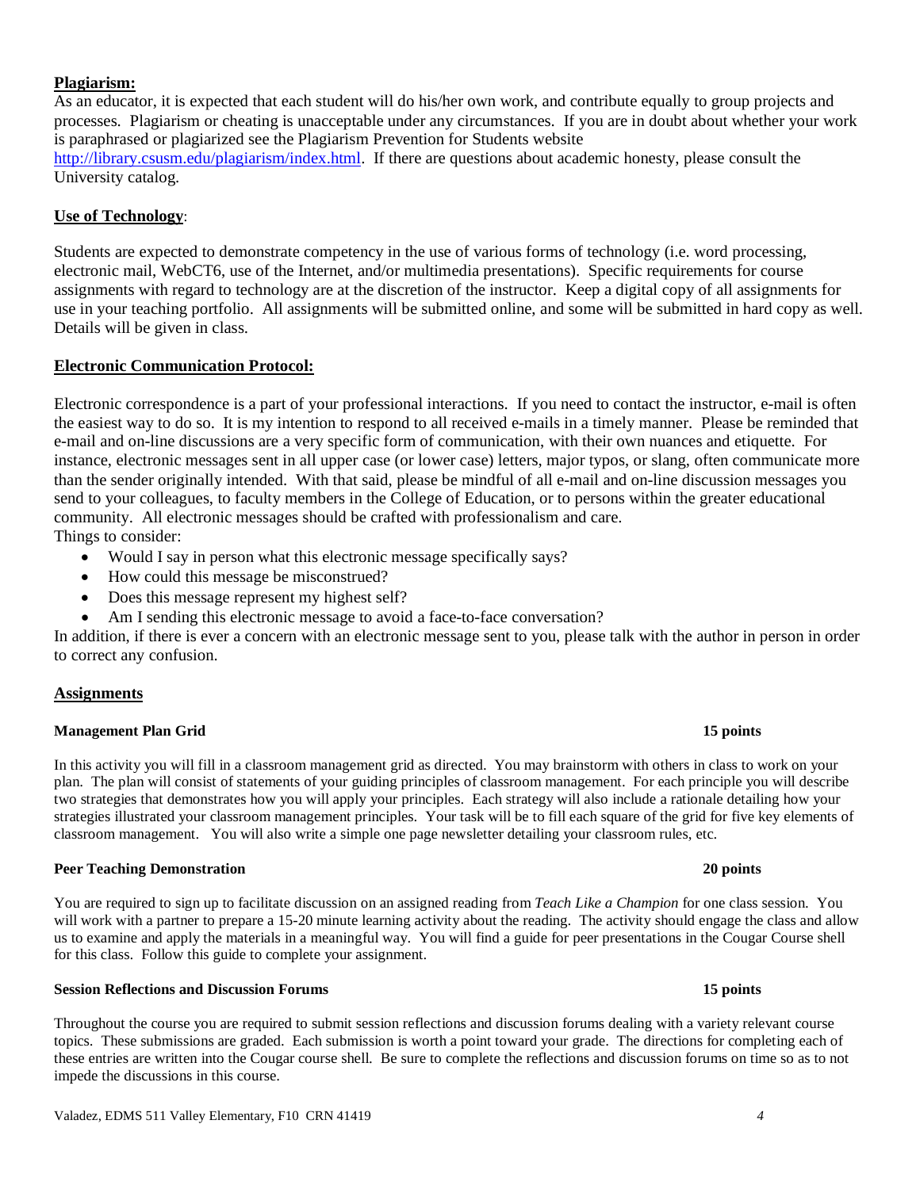## Plagiarism:

As an educator, it is expected that each student will do his/her own work, and contribute equally to group projects and processes. Plagiarism or cheating is unacceptable under any circumstances. If you are in doubt about whether your work is paraphrased or plagiarized see the Plagiarism Prevention for Students website http://library.csusm.edu/plagiarism/index.html. If there are questions about academic honesty, please consult the University catalog.

## Use of Technology:

Students are expected to demonstrate competency in the use of various forms of technology (i.e. word processing, electronic mail, WebCT6, use of the Internet, and/or multimedia presentations). Specific requirements for course assignments with regard to technology are at the discretion of the instructor. Keep a digital copy of all assignments for use in your teaching portfolio. All assignments will be submitted online, and some will be submitted in hard copy as well. Details will be given in class.

## Electronic Communication Protocol:

Electronic correspondence is a part of your professional interactions. If you need to contact the instructor, e-mail is often the easiest way to do so. It is my intention to respond to all received e-mails in a timely manner. Please be reminded that e-mail and on-line discussions are a very specific form of communication, with their own nuances and etiquette. For instance, electronic messages sent in all upper case (or lower case) letters, major typos, or slang, often communicate more than the sender originally intended. With that said, please be mindful of all e-mail and on-line discussion messages you send to your colleagues, to faculty members in the College of Education, or to persons within the greater educational community. All electronic messages should be crafted with professionalism and care.
Things to consider:

- Would I say in person what this electronic message specifically says?
- How could this message be misconstrued?
- Does this message represent my highest self?
- Am I sending this electronic message to avoid a face-to-face conversation?

In addition, if there is ever a concern with an electronic message sent to you, please talk with the author in person in order to correct any confusion.

## Assignments

### Management Plan Grid — 15 points

In this activity you will fill in a classroom management grid as directed. You may brainstorm with others in class to work on your plan. The plan will consist of statements of your guiding principles of classroom management. For each principle you will describe two strategies that demonstrates how you will apply your principles. Each strategy will also include a rationale detailing how your strategies illustrated your classroom management principles. Your task will be to fill each square of the grid for five key elements of classroom management. You will also write a simple one page newsletter detailing your classroom rules, etc.

### Peer Teaching Demonstration — 20 points

You are required to sign up to facilitate discussion on an assigned reading from *Teach Like a Champion* for one class session. You will work with a partner to prepare a 15-20 minute learning activity about the reading. The activity should engage the class and allow us to examine and apply the materials in a meaningful way. You will find a guide for peer presentations in the Cougar Course shell for this class. Follow this guide to complete your assignment.

### Session Reflections and Discussion Forums — 15 points

Throughout the course you are required to submit session reflections and discussion forums dealing with a variety relevant course topics. These submissions are graded. Each submission is worth a point toward your grade. The directions for completing each of these entries are written into the Cougar course shell. Be sure to complete the reflections and discussion forums on time so as to not impede the discussions in this course.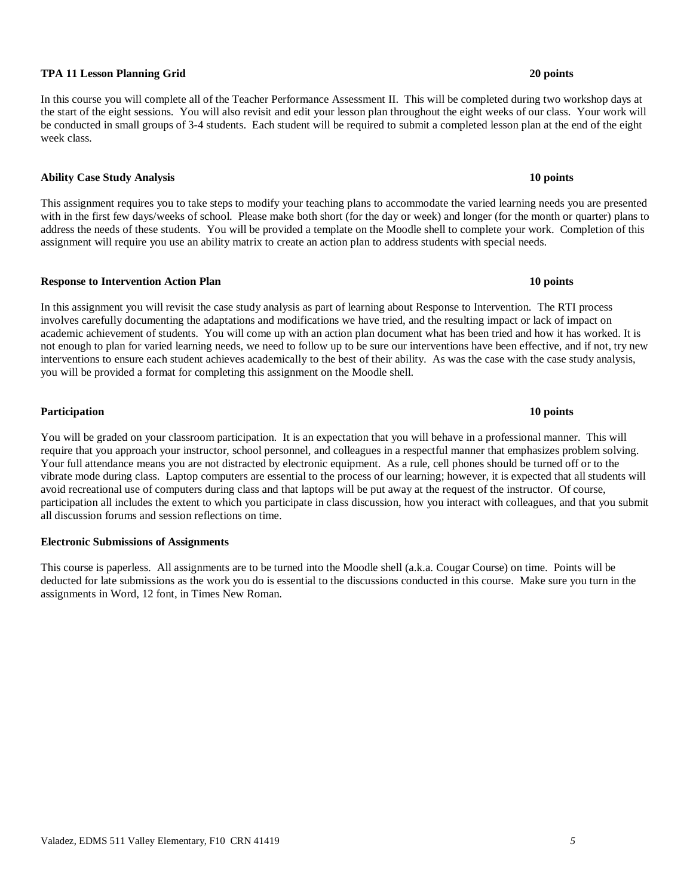**TPA 11 Lesson Planning Grid** **20 points**

In this course you will complete all of the Teacher Performance Assessment II. This will be completed during two workshop days at the start of the eight sessions. You will also revisit and edit your lesson plan throughout the eight weeks of our class. Your work will be conducted in small groups of 3-4 students. Each student will be required to submit a completed lesson plan at the end of the eight week class.

**Ability Case Study Analysis** **10 points**

This assignment requires you to take steps to modify your teaching plans to accommodate the varied learning needs you are presented with in the first few days/weeks of school. Please make both short (for the day or week) and longer (for the month or quarter) plans to address the needs of these students. You will be provided a template on the Moodle shell to complete your work. Completion of this assignment will require you use an ability matrix to create an action plan to address students with special needs.

**Response to Intervention Action Plan** **10 points**

In this assignment you will revisit the case study analysis as part of learning about Response to Intervention. The RTI process involves carefully documenting the adaptations and modifications we have tried, and the resulting impact or lack of impact on academic achievement of students. You will come up with an action plan document what has been tried and how it has worked. It is not enough to plan for varied learning needs, we need to follow up to be sure our interventions have been effective, and if not, try new interventions to ensure each student achieves academically to the best of their ability. As was the case with the case study analysis, you will be provided a format for completing this assignment on the Moodle shell.

**Participation** **10 points**

You will be graded on your classroom participation. It is an expectation that you will behave in a professional manner. This will require that you approach your instructor, school personnel, and colleagues in a respectful manner that emphasizes problem solving. Your full attendance means you are not distracted by electronic equipment. As a rule, cell phones should be turned off or to the vibrate mode during class. Laptop computers are essential to the process of our learning; however, it is expected that all students will avoid recreational use of computers during class and that laptops will be put away at the request of the instructor. Of course, participation all includes the extent to which you participate in class discussion, how you interact with colleagues, and that you submit all discussion forums and session reflections on time.

**Electronic Submissions of Assignments**

This course is paperless. All assignments are to be turned into the Moodle shell (a.k.a. Cougar Course) on time. Points will be deducted for late submissions as the work you do is essential to the discussions conducted in this course. Make sure you turn in the assignments in Word, 12 font, in Times New Roman.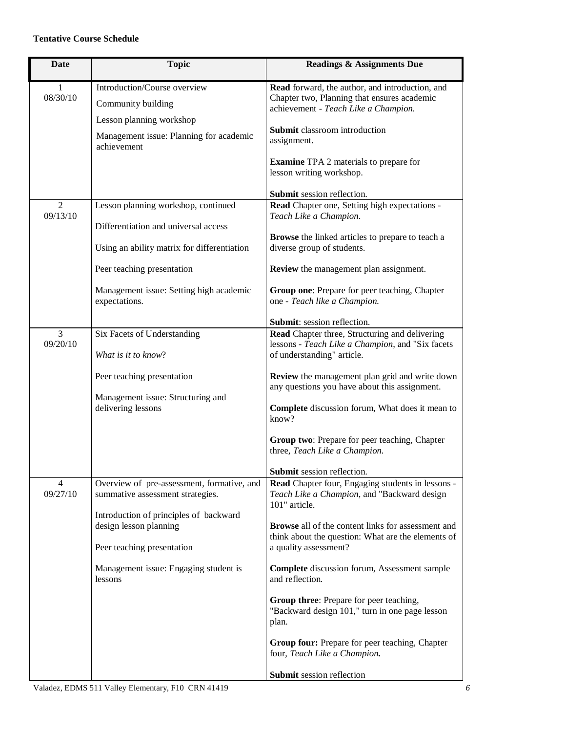**Tentative Course Schedule**

| Date | Topic | Readings & Assignments Due |
|---|---|---|
| 1<br>08/30/10 | Introduction/Course overview<br><br>Community building<br><br>Lesson planning workshop<br><br>Management issue: Planning for academic achievement | **Read** forward, the author, and introduction, and Chapter two, Planning that ensures academic achievement - *Teach Like a Champion.*<br><br>**Submit** classroom introduction assignment.<br><br>**Examine** TPA 2 materials to prepare for lesson writing workshop.<br><br>**Submit** session reflection. |
| 2<br>09/13/10 | Lesson planning workshop, continued<br><br>Differentiation and universal access<br><br>Using an ability matrix for differentiation<br><br>Peer teaching presentation<br><br>Management issue: Setting high academic expectations. | **Read** Chapter one, Setting high expectations - *Teach Like a Champion*.<br><br>**Browse** the linked articles to prepare to teach a diverse group of students.<br><br>**Review** the management plan assignment.<br><br>**Group one**: Prepare for peer teaching, Chapter one - *Teach like a Champion.*<br><br>**Submit**: session reflection. |
| 3<br>09/20/10 | Six Facets of Understanding<br><br>*What is it to know*?<br><br>Peer teaching presentation<br><br>Management issue: Structuring and delivering lessons | **Read** Chapter three, Structuring and delivering lessons - *Teach Like a Champion*, and "Six facets of understanding" article.<br><br>**Review** the management plan grid and write down any questions you have about this assignment.<br><br>**Complete** discussion forum, What does it mean to know?<br><br>**Group two**: Prepare for peer teaching, Chapter three, *Teach Like a Champion.*<br><br>**Submit** session reflection. |
| 4<br>09/27/10 | Overview of pre-assessment, formative, and summative assessment strategies.<br><br>Introduction of principles of backward design lesson planning<br><br>Peer teaching presentation<br><br>Management issue: Engaging student is lessons | **Read** Chapter four, Engaging students in lessons - *Teach Like a Champion*, and "Backward design 101" article.<br><br>**Browse** all of the content links for assessment and think about the question: What are the elements of a quality assessment?<br><br>**Complete** discussion forum, Assessment sample and reflection.<br><br>**Group three**: Prepare for peer teaching, "Backward design 101," turn in one page lesson plan.<br><br>**Group four:** Prepare for peer teaching, Chapter four, *Teach Like a Champion.*<br><br>**Submit** session reflection |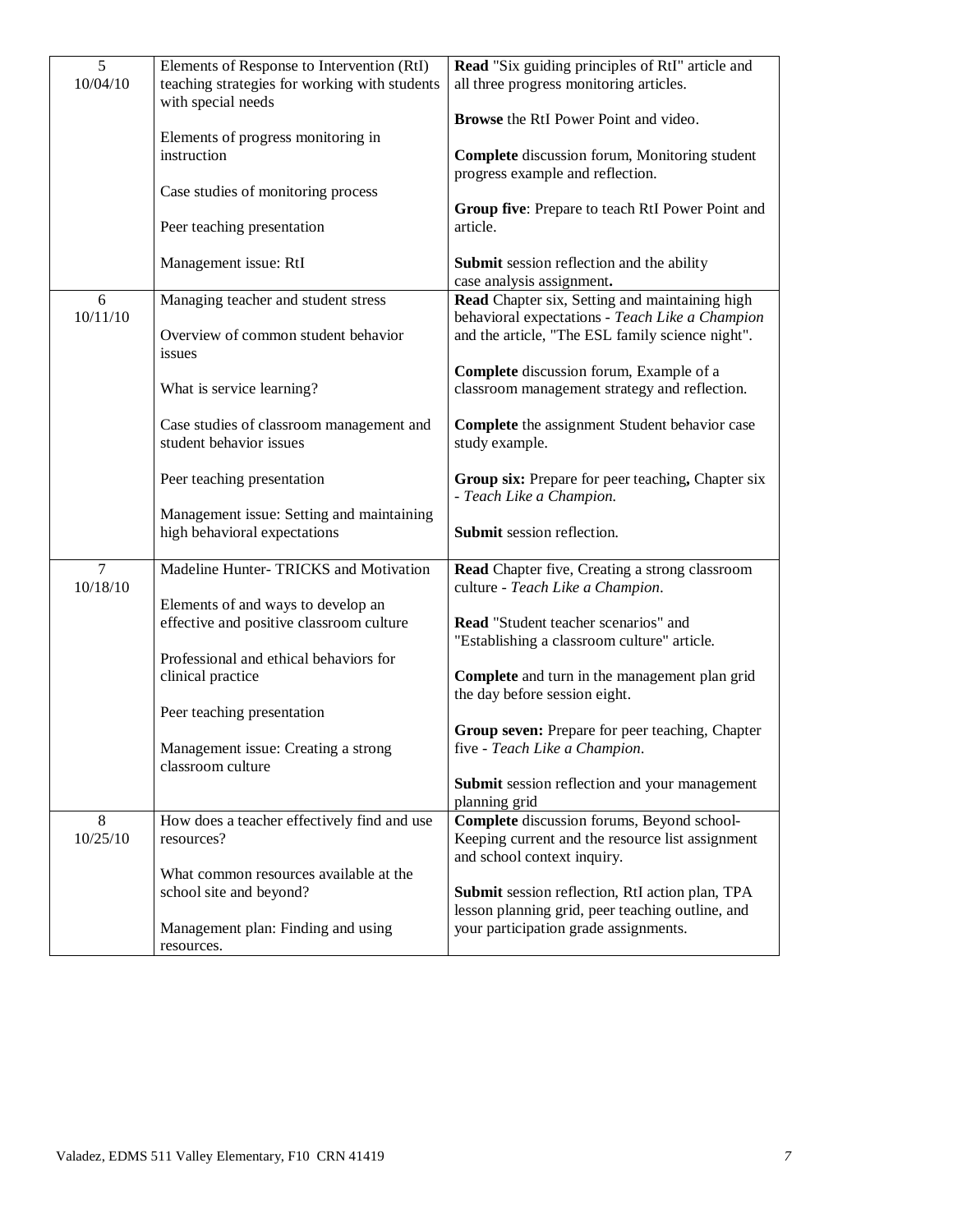| | | |
|---|---|---|
| 5<br>10/04/10 | Elements of Response to Intervention (RtI) teaching strategies for working with students with special needs<br><br>Elements of progress monitoring in instruction<br><br>Case studies of monitoring process<br><br>Peer teaching presentation<br><br>Management issue: RtI | **Read** "Six guiding principles of RtI" article and all three progress monitoring articles.<br><br>**Browse** the RtI Power Point and video.<br><br>**Complete** discussion forum, Monitoring student progress example and reflection.<br><br>**Group five**: Prepare to teach RtI Power Point and article.<br><br>**Submit** session reflection and the ability case analysis assignment**.** |
| 6<br>10/11/10 | Managing teacher and student stress<br><br>Overview of common student behavior issues<br><br>What is service learning?<br><br>Case studies of classroom management and student behavior issues<br><br>Peer teaching presentation<br><br>Management issue: Setting and maintaining high behavioral expectations | **Read** Chapter six, Setting and maintaining high behavioral expectations - *Teach Like a Champion* and the article, "The ESL family science night".<br><br>**Complete** discussion forum, Example of a classroom management strategy and reflection.<br><br>**Complete** the assignment Student behavior case study example.<br><br>**Group six:** Prepare for peer teaching**,** Chapter six - *Teach Like a Champion.*<br><br>**Submit** session reflection. |
| 7<br>10/18/10 | Madeline Hunter- TRICKS and Motivation<br><br>Elements of and ways to develop an effective and positive classroom culture<br><br>Professional and ethical behaviors for clinical practice<br><br>Peer teaching presentation<br><br>Management issue: Creating a strong classroom culture | **Read** Chapter five, Creating a strong classroom culture - *Teach Like a Champion*.<br><br>**Read** "Student teacher scenarios" and "Establishing a classroom culture" article.<br><br>**Complete** and turn in the management plan grid the day before session eight.<br><br>**Group seven:** Prepare for peer teaching, Chapter five - *Teach Like a Champion*.<br><br>**Submit** session reflection and your management planning grid |
| 8<br>10/25/10 | How does a teacher effectively find and use resources?<br><br>What common resources available at the school site and beyond?<br><br>Management plan: Finding and using resources. | **Complete** discussion forums, Beyond school- Keeping current and the resource list assignment and school context inquiry.<br><br>**Submit** session reflection, RtI action plan, TPA lesson planning grid, peer teaching outline, and your participation grade assignments. |